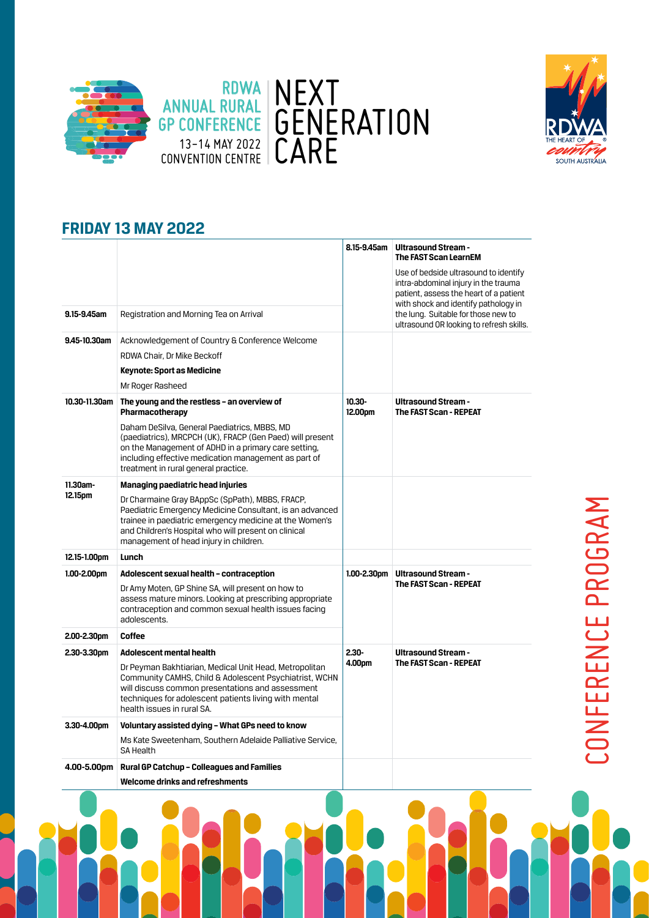RDWA ANNUAL RURAL GP CONFERENCE
13–14 MAY 2022
CONVENTION CENTRE

# NEXT GENERATION CARE

RDWA THE HEART OF country SOUTH AUSTRALIA

CONFERENCE PROGRAM

## FRIDAY 13 MAY 2022

| Time | Session | Time | Ultrasound Stream |
|---|---|---|---|
| | | 8.15-9.45am | **Ultrasound Stream - The FAST Scan LearnEM**<br>Use of bedside ultrasound to identify intra-abdominal injury in the trauma patient, assess the heart of a patient with shock and identify pathology in the lung. Suitable for those new to ultrasound OR looking to refresh skills. |
| **9.15-9.45am** | Registration and Morning Tea on Arrival | | |
| **9.45-10.30am** | Acknowledgement of Country & Conference Welcome<br>RDWA Chair, Dr Mike Beckoff<br>**Keynote: Sport as Medicine**<br>Mr Roger Rasheed | | |
| **10.30-11.30am** | **The young and the restless – an overview of Pharmacotherapy**<br>Daham DeSilva, General Paediatrics, MBBS, MD (paediatrics), MRCPCH (UK), FRACP (Gen Paed) will present on the Management of ADHD in a primary care setting, including effective medication management as part of treatment in rural general practice. | 10.30-12.00pm | **Ultrasound Stream - The FAST Scan - REPEAT** |
| **11.30am-12.15pm** | **Managing paediatric head injuries**<br>Dr Charmaine Gray BAppSc (SpPath), MBBS, FRACP, Paediatric Emergency Medicine Consultant, is an advanced trainee in paediatric emergency medicine at the Women's and Children's Hospital who will present on clinical management of head injury in children. | | |
| **12.15-1.00pm** | **Lunch** | | |
| **1.00-2.00pm** | **Adolescent sexual health – contraception**<br>Dr Amy Moten, GP Shine SA, will present on how to assess mature minors. Looking at prescribing appropriate contraception and common sexual health issues facing adolescents. | 1.00-2.30pm | **Ultrasound Stream - The FAST Scan - REPEAT** |
| **2.00-2.30pm** | **Coffee** | | |
| **2.30-3.30pm** | **Adolescent mental health**<br>Dr Peyman Bakhtiarian, Medical Unit Head, Metropolitan Community CAMHS, Child & Adolescent Psychiatrist, WCHN will discuss common presentations and assessment techniques for adolescent patients living with mental health issues in rural SA. | 2.30-4.00pm | **Ultrasound Stream - The FAST Scan - REPEAT** |
| **3.30-4.00pm** | **Voluntary assisted dying – What GPs need to know**<br>Ms Kate Sweetenham, Southern Adelaide Palliative Service, SA Health | | |
| **4.00-5.00pm** | **Rural GP Catchup – Colleagues and Families**<br>**Welcome drinks and refreshments** | | |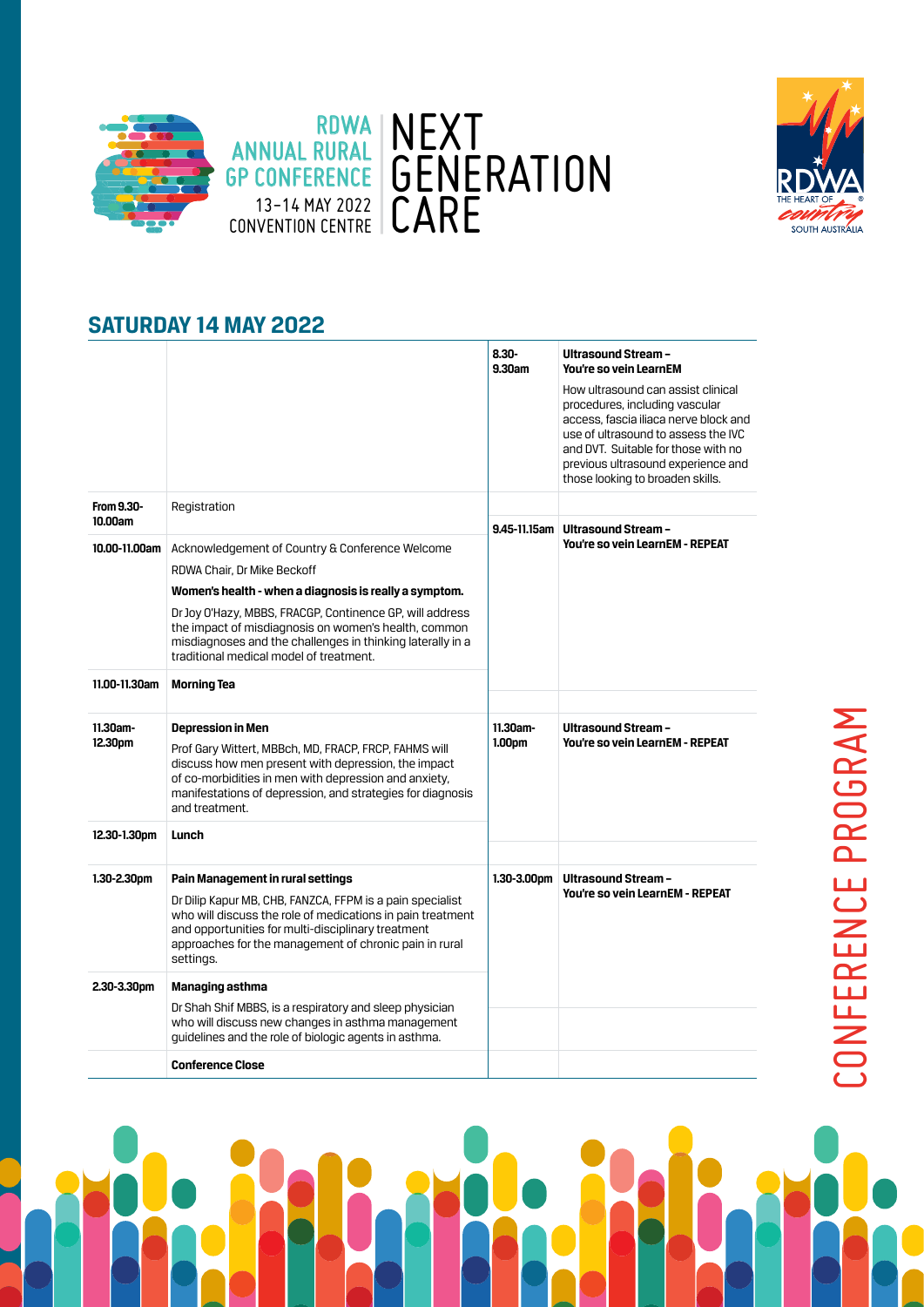RDWA ANNUAL RURAL GP CONFERENCE
13–14 MAY 2022
CONVENTION CENTRE

NEXT GENERATION CARE

RDWA THE HEART OF country SOUTH AUSTRALIA

## SATURDAY 14 MAY 2022

| | | | |
|---|---|---|---|
| | | 8.30-9.30am | **Ultrasound Stream – You're so vein LearnEM**<br><br>How ultrasound can assist clinical procedures, including vascular access, fascia iliaca nerve block and use of ultrasound to assess the IVC and DVT. Suitable for those with no previous ultrasound experience and those looking to broaden skills. |
| **From 9.30-10.00am** | Registration | | |
| **10.00-11.00am** | Acknowledgement of Country & Conference Welcome<br><br>RDWA Chair, Dr Mike Beckoff<br><br>**Women's health - when a diagnosis is really a symptom.**<br><br>Dr Joy O'Hazy, MBBS, FRACGP, Continence GP, will address the impact of misdiagnosis on women's health, common misdiagnoses and the challenges in thinking laterally in a traditional medical model of treatment. | 9.45-11.15am | **Ultrasound Stream – You're so vein LearnEM - REPEAT** |
| **11.00-11.30am** | **Morning Tea** | | |
| **11.30am-12.30pm** | **Depression in Men**<br><br>Prof Gary Wittert, MBBch, MD, FRACP, FRCP, FAHMS will discuss how men present with depression, the impact of co-morbidities in men with depression and anxiety, manifestations of depression, and strategies for diagnosis and treatment. | 11.30am-1.00pm | **Ultrasound Stream – You're so vein LearnEM - REPEAT** |
| **12.30-1.30pm** | **Lunch** | | |
| **1.30-2.30pm** | **Pain Management in rural settings**<br><br>Dr Dilip Kapur MB, CHB, FANZCA, FFPM is a pain specialist who will discuss the role of medications in pain treatment and opportunities for multi-disciplinary treatment approaches for the management of chronic pain in rural settings. | 1.30-3.00pm | **Ultrasound Stream – You're so vein LearnEM - REPEAT** |
| **2.30-3.30pm** | **Managing asthma**<br><br>Dr Shah Shif MBBS, is a respiratory and sleep physician who will discuss new changes in asthma management guidelines and the role of biologic agents in asthma. | | |
| | **Conference Close** | | |

CONFERENCE PROGRAM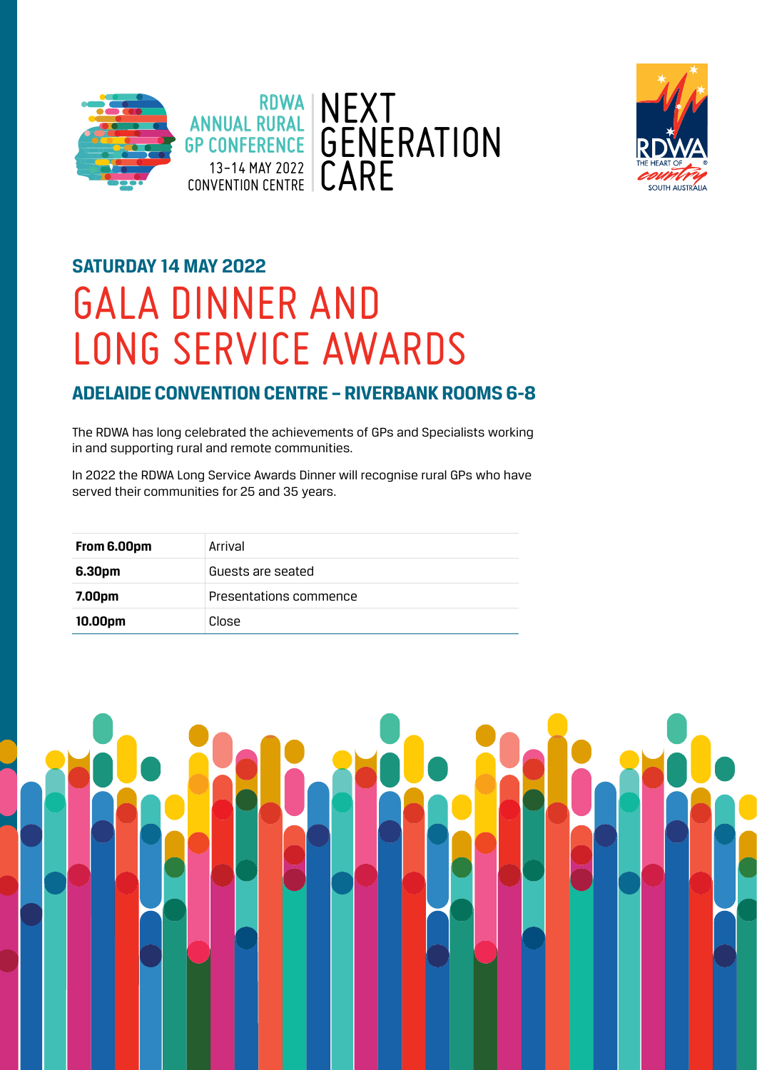RDWA ANNUAL RURAL GP CONFERENCE
13-14 MAY 2022
CONVENTION CENTRE

NEXT GENERATION CARE

RDWA THE HEART OF country SOUTH AUSTRALIA

## SATURDAY 14 MAY 2022

# GALA DINNER AND LONG SERVICE AWARDS

## ADELAIDE CONVENTION CENTRE – RIVERBANK ROOMS 6-8

The RDWA has long celebrated the achievements of GPs and Specialists working in and supporting rural and remote communities.

In 2022 the RDWA Long Service Awards Dinner will recognise rural GPs who have served their communities for 25 and 35 years.

| | |
|---|---|
| **From 6.00pm** | Arrival |
| **6.30pm** | Guests are seated |
| **7.00pm** | Presentations commence |
| **10.00pm** | Close |